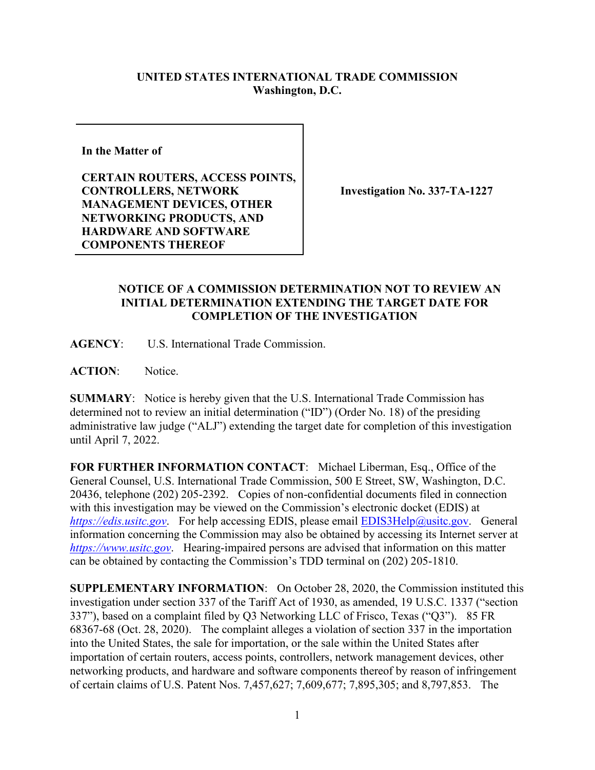**UNITED STATES INTERNATIONAL TRADE COMMISSION**
**Washington, D.C.**

| In the Matter of<br><br>**CERTAIN ROUTERS, ACCESS POINTS, CONTROLLERS, NETWORK MANAGEMENT DEVICES, OTHER NETWORKING PRODUCTS, AND HARDWARE AND SOFTWARE COMPONENTS THEREOF** | **Investigation No. 337-TA-1227** |
|---|---|

## NOTICE OF A COMMISSION DETERMINATION NOT TO REVIEW AN INITIAL DETERMINATION EXTENDING THE TARGET DATE FOR COMPLETION OF THE INVESTIGATION

**AGENCY**: U.S. International Trade Commission.

**ACTION**: Notice.

**SUMMARY**: Notice is hereby given that the U.S. International Trade Commission has determined not to review an initial determination ("ID") (Order No. 18) of the presiding administrative law judge ("ALJ") extending the target date for completion of this investigation until April 7, 2022.

**FOR FURTHER INFORMATION CONTACT**: Michael Liberman, Esq., Office of the General Counsel, U.S. International Trade Commission, 500 E Street, SW, Washington, D.C. 20436, telephone (202) 205-2392. Copies of non-confidential documents filed in connection with this investigation may be viewed on the Commission's electronic docket (EDIS) at *https://edis.usitc.gov*. For help accessing EDIS, please email EDIS3Help@usitc.gov. General information concerning the Commission may also be obtained by accessing its Internet server at *https://www.usitc.gov*. Hearing-impaired persons are advised that information on this matter can be obtained by contacting the Commission's TDD terminal on (202) 205-1810.

**SUPPLEMENTARY INFORMATION**: On October 28, 2020, the Commission instituted this investigation under section 337 of the Tariff Act of 1930, as amended, 19 U.S.C. 1337 ("section 337"), based on a complaint filed by Q3 Networking LLC of Frisco, Texas ("Q3"). 85 FR 68367-68 (Oct. 28, 2020). The complaint alleges a violation of section 337 in the importation into the United States, the sale for importation, or the sale within the United States after importation of certain routers, access points, controllers, network management devices, other networking products, and hardware and software components thereof by reason of infringement of certain claims of U.S. Patent Nos. 7,457,627; 7,609,677; 7,895,305; and 8,797,853. The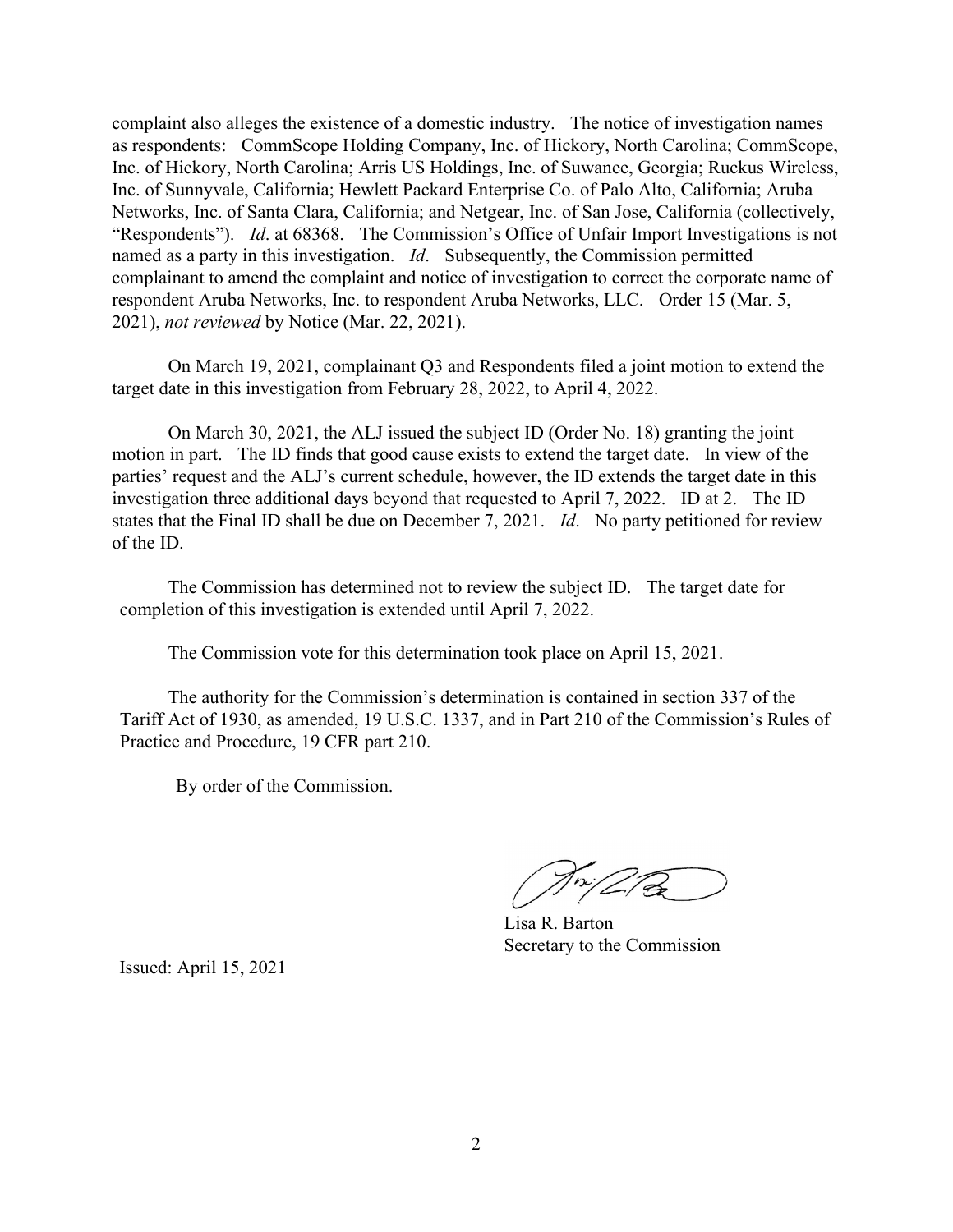complaint also alleges the existence of a domestic industry. The notice of investigation names as respondents: CommScope Holding Company, Inc. of Hickory, North Carolina; CommScope, Inc. of Hickory, North Carolina; Arris US Holdings, Inc. of Suwanee, Georgia; Ruckus Wireless, Inc. of Sunnyvale, California; Hewlett Packard Enterprise Co. of Palo Alto, California; Aruba Networks, Inc. of Santa Clara, California; and Netgear, Inc. of San Jose, California (collectively, "Respondents"). *Id*. at 68368. The Commission's Office of Unfair Import Investigations is not named as a party in this investigation. *Id*. Subsequently, the Commission permitted complainant to amend the complaint and notice of investigation to correct the corporate name of respondent Aruba Networks, Inc. to respondent Aruba Networks, LLC. Order 15 (Mar. 5, 2021), *not reviewed* by Notice (Mar. 22, 2021).

On March 19, 2021, complainant Q3 and Respondents filed a joint motion to extend the target date in this investigation from February 28, 2022, to April 4, 2022.

On March 30, 2021, the ALJ issued the subject ID (Order No. 18) granting the joint motion in part. The ID finds that good cause exists to extend the target date. In view of the parties' request and the ALJ's current schedule, however, the ID extends the target date in this investigation three additional days beyond that requested to April 7, 2022. ID at 2. The ID states that the Final ID shall be due on December 7, 2021. *Id*. No party petitioned for review of the ID.

The Commission has determined not to review the subject ID. The target date for completion of this investigation is extended until April 7, 2022.

The Commission vote for this determination took place on April 15, 2021.

The authority for the Commission's determination is contained in section 337 of the Tariff Act of 1930, as amended, 19 U.S.C. 1337, and in Part 210 of the Commission's Rules of Practice and Procedure, 19 CFR part 210.

By order of the Commission.

Lisa R. Barton
Secretary to the Commission

Issued: April 15, 2021